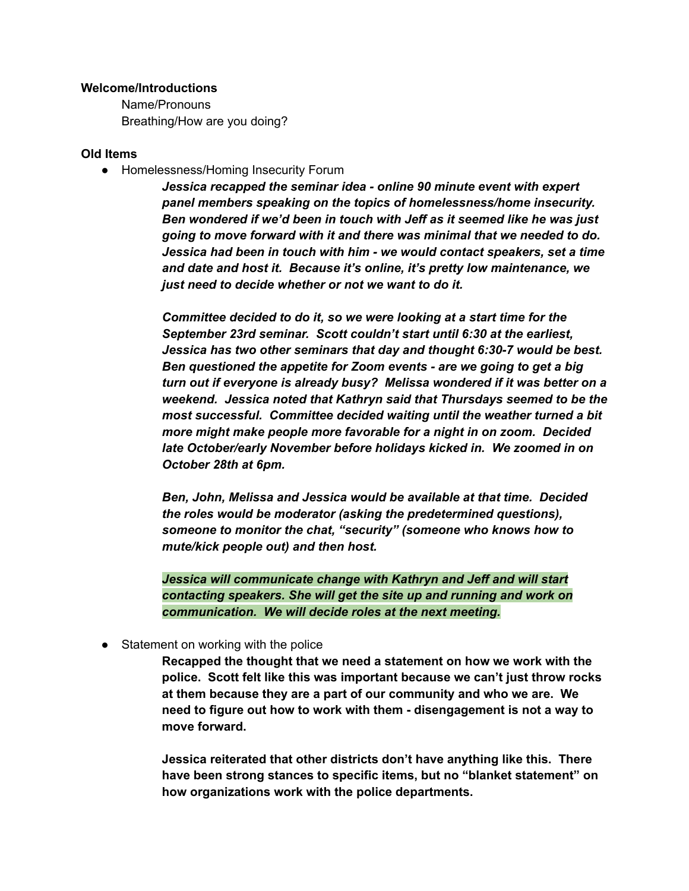**Welcome/Introductions**

Name/Pronouns

Breathing/How are you doing?

**Old Items**

- Homelessness/Homing Insecurity Forum

  ***Jessica recapped the seminar idea - online 90 minute event with expert panel members speaking on the topics of homelessness/home insecurity. Ben wondered if we'd been in touch with Jeff as it seemed like he was just going to move forward with it and there was minimal that we needed to do. Jessica had been in touch with him - we would contact speakers, set a time and date and host it. Because it's online, it's pretty low maintenance, we just need to decide whether or not we want to do it.***

  ***Committee decided to do it, so we were looking at a start time for the September 23rd seminar. Scott couldn't start until 6:30 at the earliest, Jessica has two other seminars that day and thought 6:30-7 would be best. Ben questioned the appetite for Zoom events - are we going to get a big turn out if everyone is already busy? Melissa wondered if it was better on a weekend. Jessica noted that Kathryn said that Thursdays seemed to be the most successful. Committee decided waiting until the weather turned a bit more might make people more favorable for a night in on zoom. Decided late October/early November before holidays kicked in. We zoomed in on October 28th at 6pm.***

  ***Ben, John, Melissa and Jessica would be available at that time. Decided the roles would be moderator (asking the predetermined questions), someone to monitor the chat, "security" (someone who knows how to mute/kick people out) and then host.***

  ***Jessica will communicate change with Kathryn and Jeff and will start contacting speakers. She will get the site up and running and work on communication. We will decide roles at the next meeting.***

- Statement on working with the police

  **Recapped the thought that we need a statement on how we work with the police. Scott felt like this was important because we can't just throw rocks at them because they are a part of our community and who we are. We need to figure out how to work with them - disengagement is not a way to move forward.**

  **Jessica reiterated that other districts don't have anything like this. There have been strong stances to specific items, but no "blanket statement" on how organizations work with the police departments.**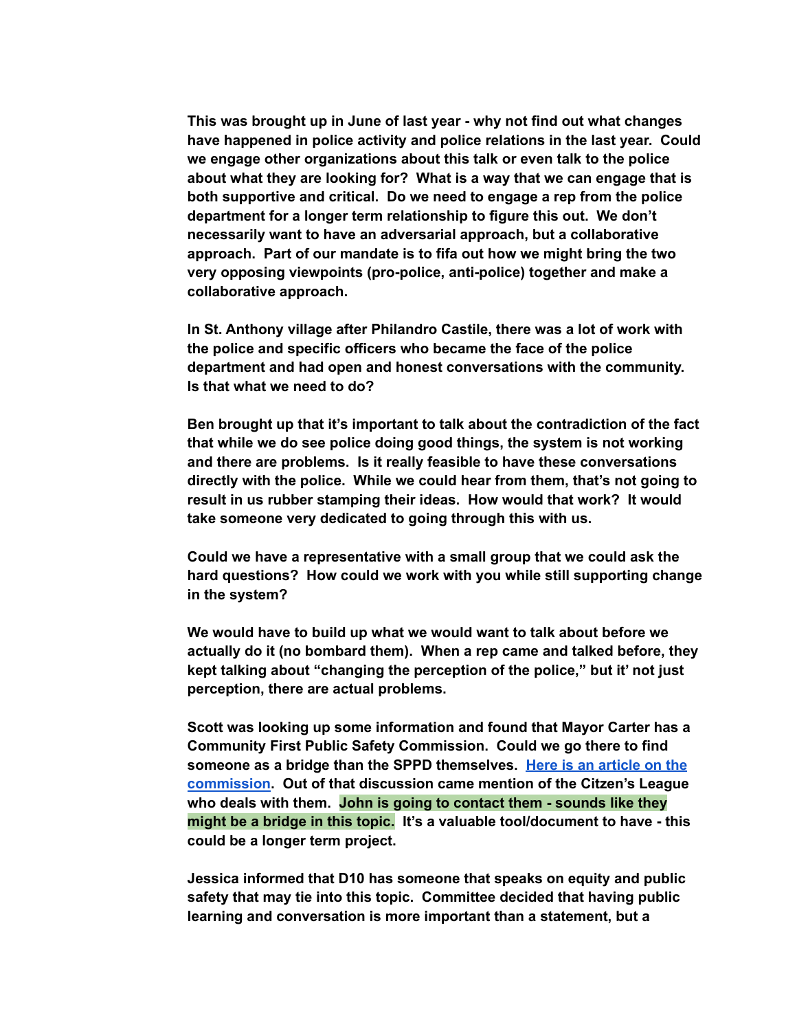**This was brought up in June of last year - why not find out what changes have happened in police activity and police relations in the last year. Could we engage other organizations about this talk or even talk to the police about what they are looking for? What is a way that we can engage that is both supportive and critical. Do we need to engage a rep from the police department for a longer term relationship to figure this out. We don't necessarily want to have an adversarial approach, but a collaborative approach. Part of our mandate is to fifa out how we might bring the two very opposing viewpoints (pro-police, anti-police) together and make a collaborative approach.**

**In St. Anthony village after Philandro Castile, there was a lot of work with the police and specific officers who became the face of the police department and had open and honest conversations with the community. Is that what we need to do?**

**Ben brought up that it's important to talk about the contradiction of the fact that while we do see police doing good things, the system is not working and there are problems. Is it really feasible to have these conversations directly with the police. While we could hear from them, that's not going to result in us rubber stamping their ideas. How would that work? It would take someone very dedicated to going through this with us.**

**Could we have a representative with a small group that we could ask the hard questions? How could we work with you while still supporting change in the system?**

**We would have to build up what we would want to talk about before we actually do it (no bombard them). When a rep came and talked before, they kept talking about "changing the perception of the police," but it' not just perception, there are actual problems.**

**Scott was looking up some information and found that Mayor Carter has a Community First Public Safety Commission. Could we go there to find someone as a bridge than the SPPD themselves. [Here is an article on the commission](). Out of that discussion came mention of the Citzen's League who deals with them. John is going to contact them - sounds like they might be a bridge in this topic. It's a valuable tool/document to have - this could be a longer term project.**

**Jessica informed that D10 has someone that speaks on equity and public safety that may tie into this topic. Committee decided that having public learning and conversation is more important than a statement, but a**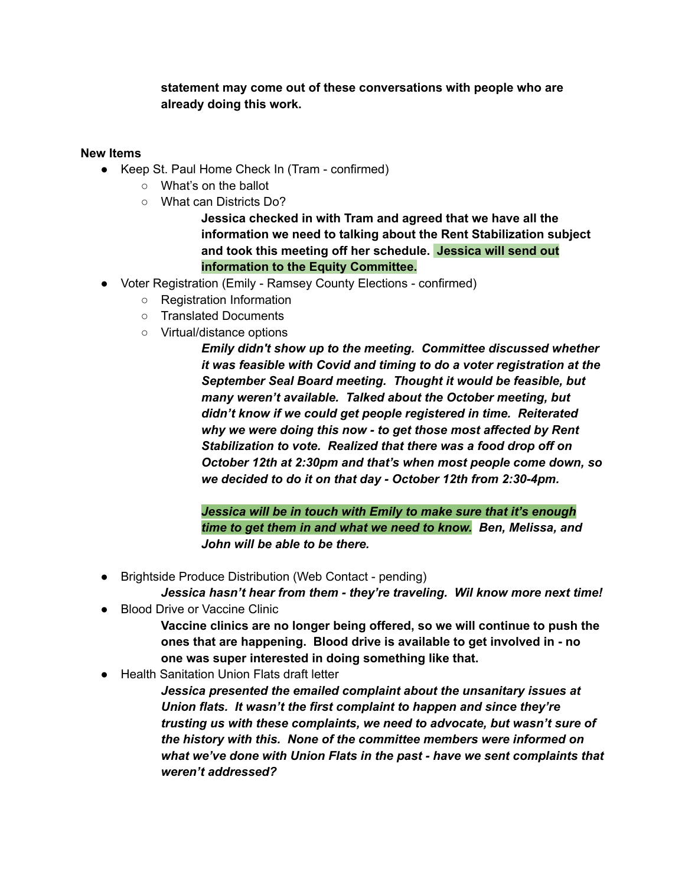**statement may come out of these conversations with people who are already doing this work.**

**New Items**

- Keep St. Paul Home Check In (Tram - confirmed)
  - What's on the ballot
  - What can Districts Do?

    **Jessica checked in with Tram and agreed that we have all the information we need to talking about the Rent Stabilization subject and took this meeting off her schedule. Jessica will send out information to the Equity Committee.**
- Voter Registration (Emily - Ramsey County Elections - confirmed)
  - Registration Information
  - Translated Documents
  - Virtual/distance options

    ***Emily didn't show up to the meeting. Committee discussed whether it was feasible with Covid and timing to do a voter registration at the September Seal Board meeting. Thought it would be feasible, but many weren't available. Talked about the October meeting, but didn't know if we could get people registered in time. Reiterated why we were doing this now - to get those most affected by Rent Stabilization to vote. Realized that there was a food drop off on October 12th at 2:30pm and that's when most people come down, so we decided to do it on that day - October 12th from 2:30-4pm.***

    ***Jessica will be in touch with Emily to make sure that it's enough time to get them in and what we need to know. Ben, Melissa, and John will be able to be there.***
- Brightside Produce Distribution (Web Contact - pending)

  ***Jessica hasn't hear from them - they're traveling. Wil know more next time!***
- Blood Drive or Vaccine Clinic

  **Vaccine clinics are no longer being offered, so we will continue to push the ones that are happening. Blood drive is available to get involved in - no one was super interested in doing something like that.**
- Health Sanitation Union Flats draft letter

  ***Jessica presented the emailed complaint about the unsanitary issues at Union flats. It wasn't the first complaint to happen and since they're trusting us with these complaints, we need to advocate, but wasn't sure of the history with this. None of the committee members were informed on what we've done with Union Flats in the past - have we sent complaints that weren't addressed?***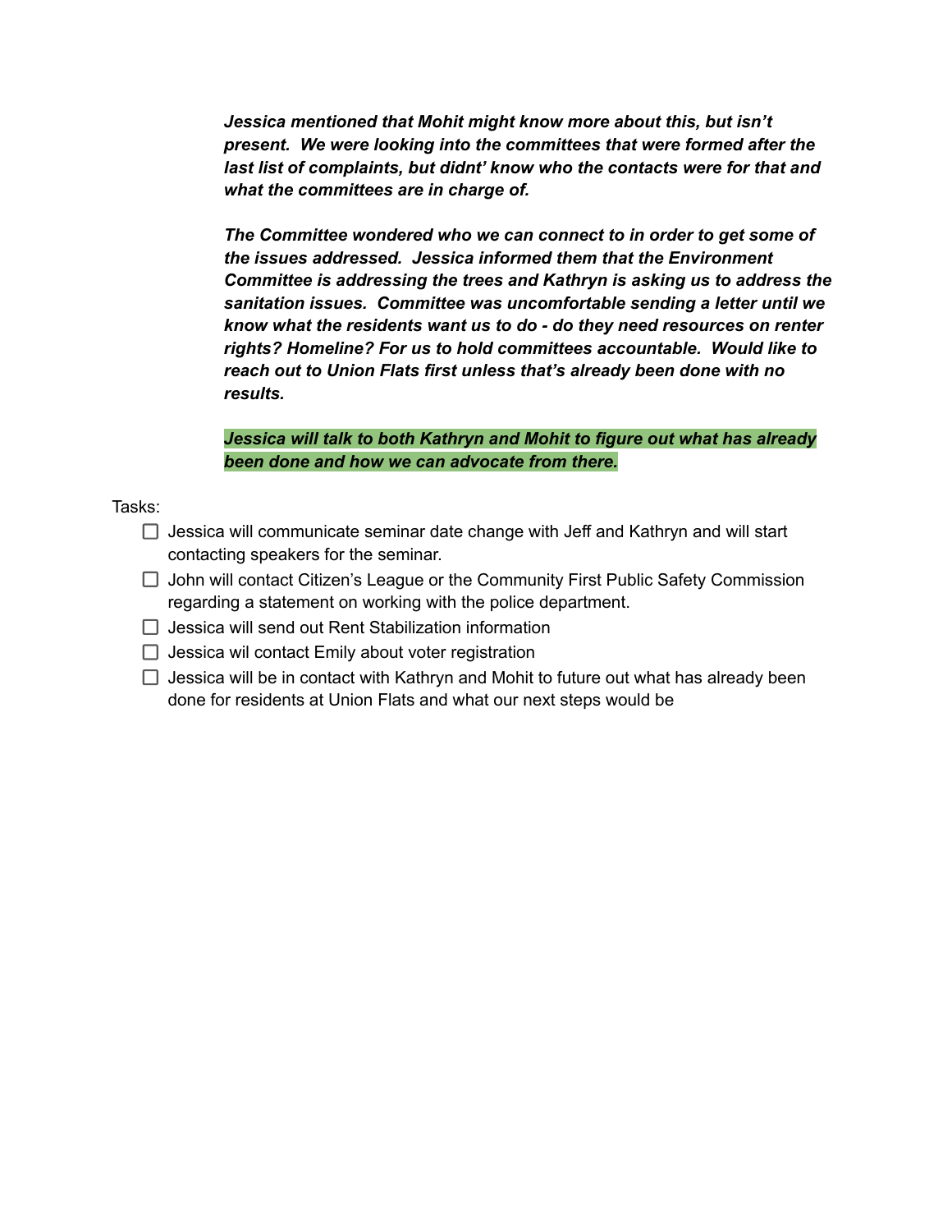***Jessica mentioned that Mohit might know more about this, but isn't present. We were looking into the committees that were formed after the last list of complaints, but didnt' know who the contacts were for that and what the committees are in charge of.***

***The Committee wondered who we can connect to in order to get some of the issues addressed. Jessica informed them that the Environment Committee is addressing the trees and Kathryn is asking us to address the sanitation issues. Committee was uncomfortable sending a letter until we know what the residents want us to do - do they need resources on renter rights? Homeline? For us to hold committees accountable. Would like to reach out to Union Flats first unless that's already been done with no results.***

***Jessica will talk to both Kathryn and Mohit to figure out what has already been done and how we can advocate from there.***

Tasks:

- [ ] Jessica will communicate seminar date change with Jeff and Kathryn and will start contacting speakers for the seminar.
- [ ] John will contact Citizen's League or the Community First Public Safety Commission regarding a statement on working with the police department.
- [ ] Jessica will send out Rent Stabilization information
- [ ] Jessica wil contact Emily about voter registration
- [ ] Jessica will be in contact with Kathryn and Mohit to future out what has already been done for residents at Union Flats and what our next steps would be